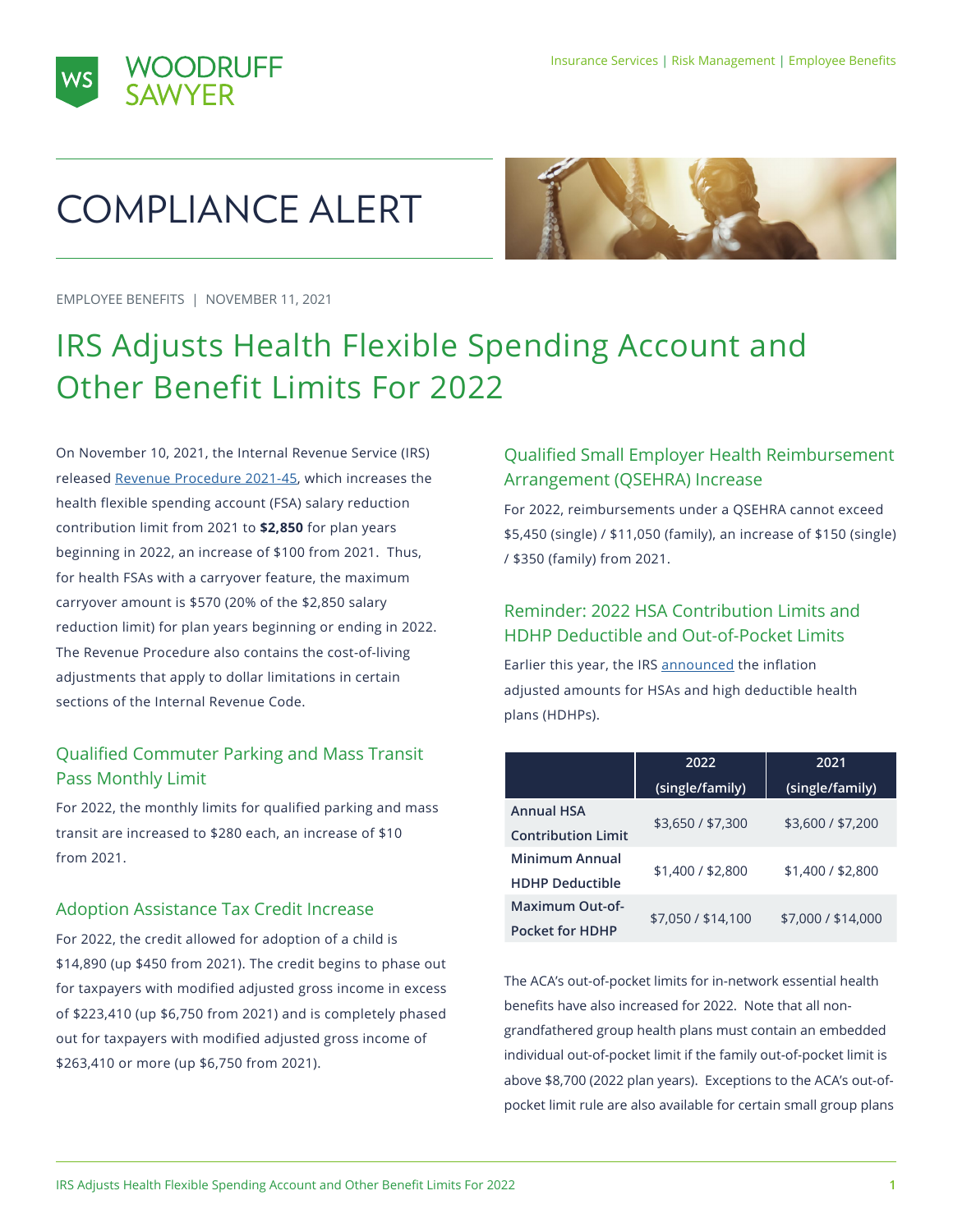# COMPLIANCE ALERT

EMPLOYEE BENEFITS | NOVEMBER 11, 2021

## IRS Adjusts Health Flexible Spending Account and Other Benefit Limits For 2022

On November 10, 2021, the Internal Revenue Service (IRS) released Revenue Procedure 2021-45, which increases the health flexible spending account (FSA) salary reduction contribution limit from 2021 to **$2,850** for plan years beginning in 2022, an increase of $100 from 2021. Thus, for health FSAs with a carryover feature, the maximum carryover amount is $570 (20% of the $2,850 salary reduction limit) for plan years beginning or ending in 2022. The Revenue Procedure also contains the cost-of-living adjustments that apply to dollar limitations in certain sections of the Internal Revenue Code.

### Qualified Commuter Parking and Mass Transit Pass Monthly Limit

For 2022, the monthly limits for qualified parking and mass transit are increased to $280 each, an increase of $10 from 2021.

### Adoption Assistance Tax Credit Increase

For 2022, the credit allowed for adoption of a child is $14,890 (up $450 from 2021). The credit begins to phase out for taxpayers with modified adjusted gross income in excess of $223,410 (up $6,750 from 2021) and is completely phased out for taxpayers with modified adjusted gross income of $263,410 or more (up $6,750 from 2021).

### Qualified Small Employer Health Reimbursement Arrangement (QSEHRA) Increase

For 2022, reimbursements under a QSEHRA cannot exceed $5,450 (single) / $11,050 (family), an increase of $150 (single) / $350 (family) from 2021.

### Reminder: 2022 HSA Contribution Limits and HDHP Deductible and Out-of-Pocket Limits

Earlier this year, the IRS announced the inflation adjusted amounts for HSAs and high deductible health plans (HDHPs).

| | 2022 (single/family) | 2021 (single/family) |
|---|---|---|
| **Annual HSA Contribution Limit** | $3,650 / $7,300 | $3,600 / $7,200 |
| **Minimum Annual HDHP Deductible** | $1,400 / $2,800 | $1,400 / $2,800 |
| **Maximum Out-of-Pocket for HDHP** | $7,050 / $14,100 | $7,000 / $14,000 |

The ACA's out-of-pocket limits for in-network essential health benefits have also increased for 2022. Note that all non-grandfathered group health plans must contain an embedded individual out-of-pocket limit if the family out-of-pocket limit is above $8,700 (2022 plan years). Exceptions to the ACA's out-of-pocket limit rule are also available for certain small group plans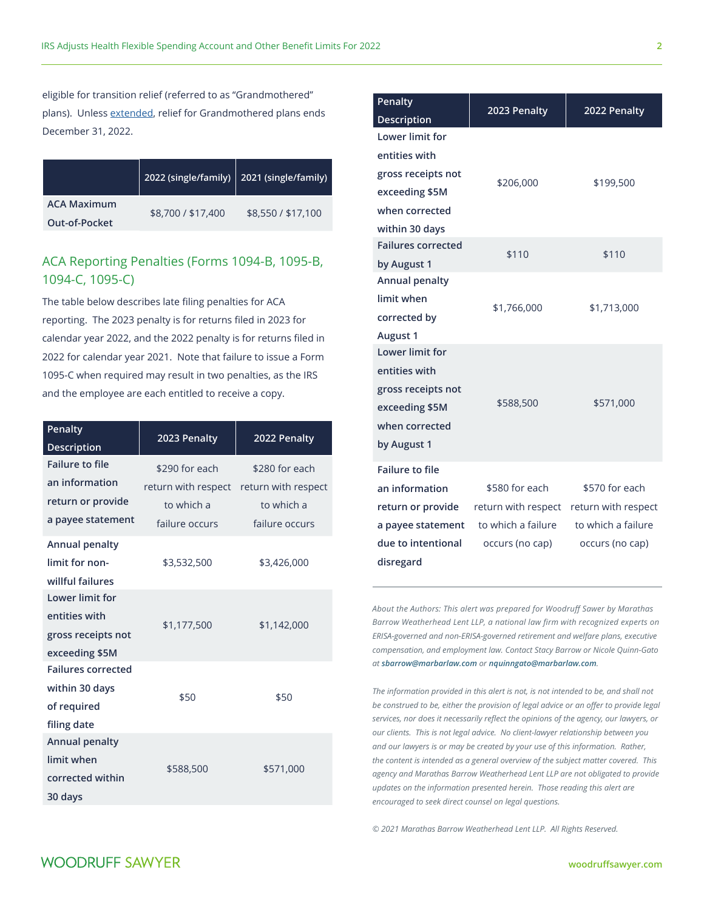eligible for transition relief (referred to as "Grandmothered" plans). Unless extended, relief for Grandmothered plans ends December 31, 2022.

| | 2022 (single/family) | 2021 (single/family) |
|---|---|---|
| ACA Maximum Out-of-Pocket | $8,700 / $17,400 | $8,550 / $17,100 |

## ACA Reporting Penalties (Forms 1094-B, 1095-B, 1094-C, 1095-C)

The table below describes late filing penalties for ACA reporting. The 2023 penalty is for returns filed in 2023 for calendar year 2022, and the 2022 penalty is for returns filed in 2022 for calendar year 2021. Note that failure to issue a Form 1095-C when required may result in two penalties, as the IRS and the employee are each entitled to receive a copy.

| Penalty Description | 2023 Penalty | 2022 Penalty |
|---|---|---|
| Failure to file an information return or provide a payee statement | $290 for each return with respect to which a failure occurs | $280 for each return with respect to which a failure occurs |
| Annual penalty limit for non-willful failures | $3,532,500 | $3,426,000 |
| Lower limit for entities with gross receipts not exceeding $5M | $1,177,500 | $1,142,000 |
| Failures corrected within 30 days of required filing date | $50 | $50 |
| Annual penalty limit when corrected within 30 days | $588,500 | $571,000 |
| Lower limit for entities with gross receipts not exceeding $5M when corrected within 30 days | $206,000 | $199,500 |
| Failures corrected by August 1 | $110 | $110 |
| Annual penalty limit when corrected by August 1 | $1,766,000 | $1,713,000 |
| Lower limit for entities with gross receipts not exceeding $5M when corrected by August 1 | $588,500 | $571,000 |
| Failure to file an information return or provide a payee statement due to intentional disregard | $580 for each return with respect to which a failure occurs (no cap) | $570 for each return with respect to which a failure occurs (no cap) |

*About the Authors: This alert was prepared for Woodruff Sawer by Marathas Barrow Weatherhead Lent LLP, a national law firm with recognized experts on ERISA-governed and non-ERISA-governed retirement and welfare plans, executive compensation, and employment law. Contact Stacy Barrow or Nicole Quinn-Gato at* ***sbarrow@marbarlaw.com*** *or* ***nquinngato@marbarlaw.com****.*

*The information provided in this alert is not, is not intended to be, and shall not be construed to be, either the provision of legal advice or an offer to provide legal services, nor does it necessarily reflect the opinions of the agency, our lawyers, or our clients. This is not legal advice. No client-lawyer relationship between you and our lawyers is or may be created by your use of this information. Rather, the content is intended as a general overview of the subject matter covered. This agency and Marathas Barrow Weatherhead Lent LLP are not obligated to provide updates on the information presented herein. Those reading this alert are encouraged to seek direct counsel on legal questions.*

*© 2021 Marathas Barrow Weatherhead Lent LLP. All Rights Reserved.*